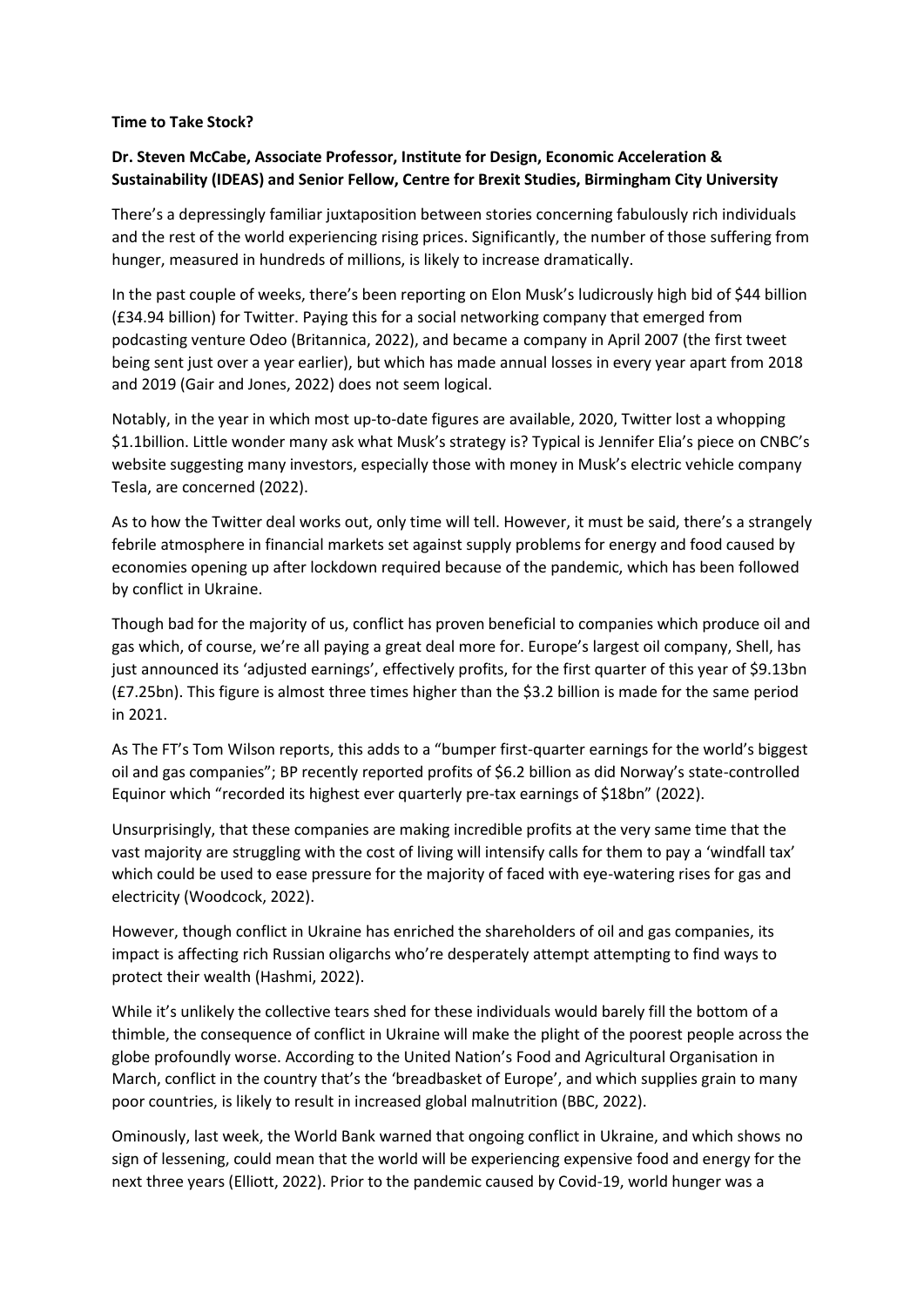**Time to Take Stock?**

**Dr. Steven McCabe, Associate Professor, Institute for Design, Economic Acceleration & Sustainability (IDEAS) and Senior Fellow, Centre for Brexit Studies, Birmingham City University**

There's a depressingly familiar juxtaposition between stories concerning fabulously rich individuals and the rest of the world experiencing rising prices. Significantly, the number of those suffering from hunger, measured in hundreds of millions, is likely to increase dramatically.

In the past couple of weeks, there's been reporting on Elon Musk's ludicrously high bid of $44 billion (£34.94 billion) for Twitter. Paying this for a social networking company that emerged from podcasting venture Odeo (Britannica, 2022), and became a company in April 2007 (the first tweet being sent just over a year earlier), but which has made annual losses in every year apart from 2018 and 2019 (Gair and Jones, 2022) does not seem logical.

Notably, in the year in which most up-to-date figures are available, 2020, Twitter lost a whopping $1.1billion. Little wonder many ask what Musk's strategy is? Typical is Jennifer Elia's piece on CNBC's website suggesting many investors, especially those with money in Musk's electric vehicle company Tesla, are concerned (2022).

As to how the Twitter deal works out, only time will tell. However, it must be said, there's a strangely febrile atmosphere in financial markets set against supply problems for energy and food caused by economies opening up after lockdown required because of the pandemic, which has been followed by conflict in Ukraine.

Though bad for the majority of us, conflict has proven beneficial to companies which produce oil and gas which, of course, we're all paying a great deal more for. Europe's largest oil company, Shell, has just announced its 'adjusted earnings', effectively profits, for the first quarter of this year of $9.13bn (£7.25bn). This figure is almost three times higher than the $3.2 billion is made for the same period in 2021.

As The FT's Tom Wilson reports, this adds to a "bumper first-quarter earnings for the world's biggest oil and gas companies"; BP recently reported profits of $6.2 billion as did Norway's state-controlled Equinor which "recorded its highest ever quarterly pre-tax earnings of $18bn" (2022).

Unsurprisingly, that these companies are making incredible profits at the very same time that the vast majority are struggling with the cost of living will intensify calls for them to pay a 'windfall tax' which could be used to ease pressure for the majority of faced with eye-watering rises for gas and electricity (Woodcock, 2022).

However, though conflict in Ukraine has enriched the shareholders of oil and gas companies, its impact is affecting rich Russian oligarchs who're desperately attempt attempting to find ways to protect their wealth (Hashmi, 2022).

While it's unlikely the collective tears shed for these individuals would barely fill the bottom of a thimble, the consequence of conflict in Ukraine will make the plight of the poorest people across the globe profoundly worse. According to the United Nation's Food and Agricultural Organisation in March, conflict in the country that's the 'breadbasket of Europe', and which supplies grain to many poor countries, is likely to result in increased global malnutrition (BBC, 2022).

Ominously, last week, the World Bank warned that ongoing conflict in Ukraine, and which shows no sign of lessening, could mean that the world will be experiencing expensive food and energy for the next three years (Elliott, 2022). Prior to the pandemic caused by Covid-19, world hunger was a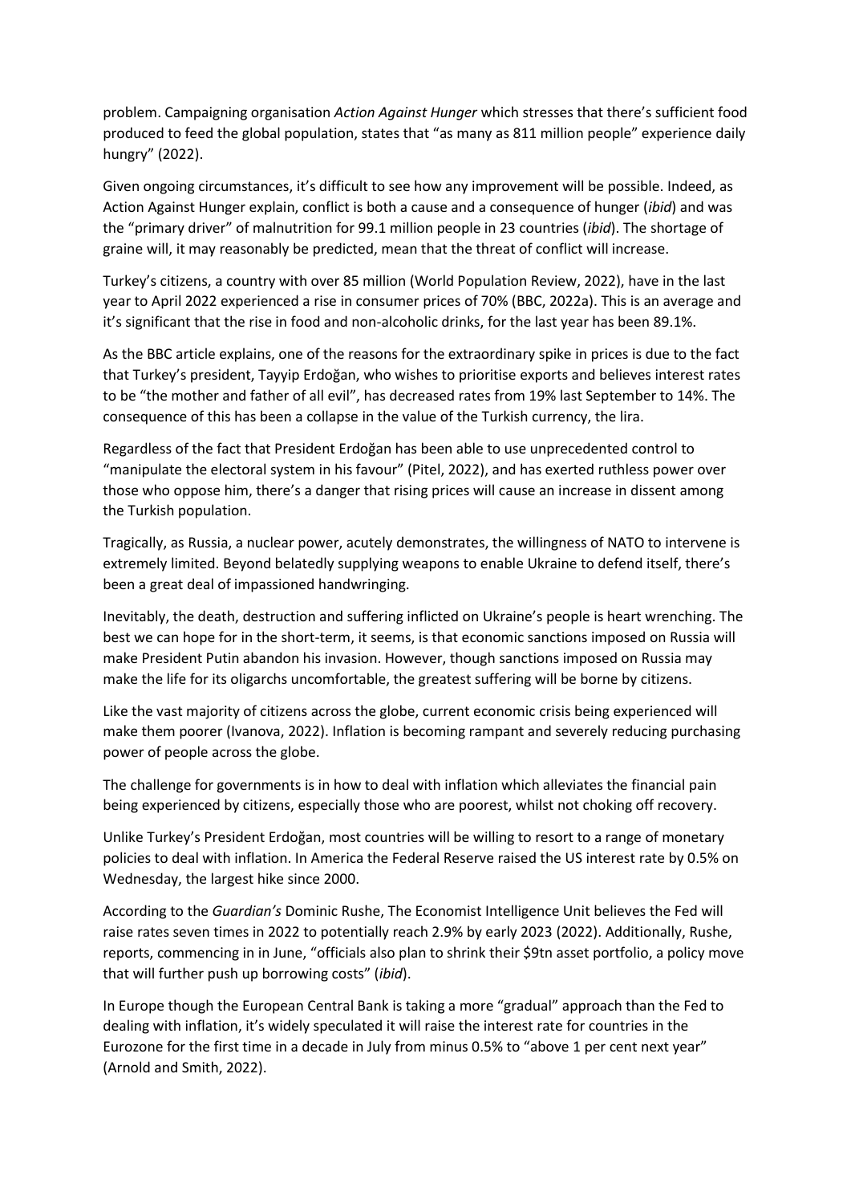problem. Campaigning organisation *Action Against Hunger* which stresses that there's sufficient food produced to feed the global population, states that "as many as 811 million people" experience daily hungry" (2022).

Given ongoing circumstances, it's difficult to see how any improvement will be possible. Indeed, as Action Against Hunger explain, conflict is both a cause and a consequence of hunger (*ibid*) and was the "primary driver" of malnutrition for 99.1 million people in 23 countries (*ibid*). The shortage of graine will, it may reasonably be predicted, mean that the threat of conflict will increase.

Turkey's citizens, a country with over 85 million (World Population Review, 2022), have in the last year to April 2022 experienced a rise in consumer prices of 70% (BBC, 2022a). This is an average and it's significant that the rise in food and non-alcoholic drinks, for the last year has been 89.1%.

As the BBC article explains, one of the reasons for the extraordinary spike in prices is due to the fact that Turkey's president, Tayyip Erdoğan, who wishes to prioritise exports and believes interest rates to be "the mother and father of all evil", has decreased rates from 19% last September to 14%. The consequence of this has been a collapse in the value of the Turkish currency, the lira.

Regardless of the fact that President Erdoğan has been able to use unprecedented control to "manipulate the electoral system in his favour" (Pitel, 2022), and has exerted ruthless power over those who oppose him, there's a danger that rising prices will cause an increase in dissent among the Turkish population.

Tragically, as Russia, a nuclear power, acutely demonstrates, the willingness of NATO to intervene is extremely limited. Beyond belatedly supplying weapons to enable Ukraine to defend itself, there's been a great deal of impassioned handwringing.

Inevitably, the death, destruction and suffering inflicted on Ukraine's people is heart wrenching. The best we can hope for in the short-term, it seems, is that economic sanctions imposed on Russia will make President Putin abandon his invasion. However, though sanctions imposed on Russia may make the life for its oligarchs uncomfortable, the greatest suffering will be borne by citizens.

Like the vast majority of citizens across the globe, current economic crisis being experienced will make them poorer (Ivanova, 2022). Inflation is becoming rampant and severely reducing purchasing power of people across the globe.

The challenge for governments is in how to deal with inflation which alleviates the financial pain being experienced by citizens, especially those who are poorest, whilst not choking off recovery.

Unlike Turkey's President Erdoğan, most countries will be willing to resort to a range of monetary policies to deal with inflation. In America the Federal Reserve raised the US interest rate by 0.5% on Wednesday, the largest hike since 2000.

According to the *Guardian's* Dominic Rushe, The Economist Intelligence Unit believes the Fed will raise rates seven times in 2022 to potentially reach 2.9% by early 2023 (2022). Additionally, Rushe, reports, commencing in in June, "officials also plan to shrink their $9tn asset portfolio, a policy move that will further push up borrowing costs" (*ibid*).

In Europe though the European Central Bank is taking a more "gradual" approach than the Fed to dealing with inflation, it's widely speculated it will raise the interest rate for countries in the Eurozone for the first time in a decade in July from minus 0.5% to "above 1 per cent next year" (Arnold and Smith, 2022).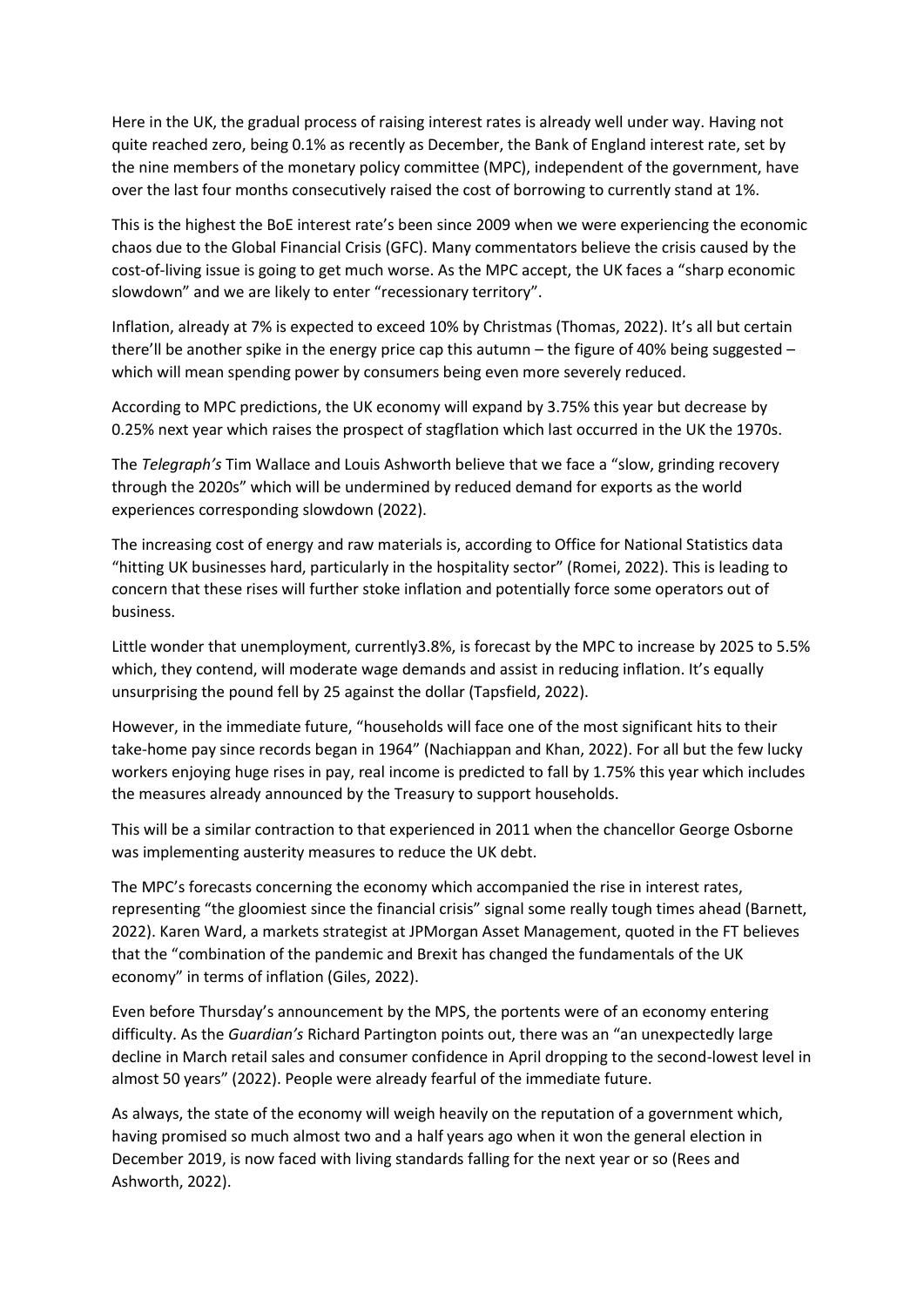Here in the UK, the gradual process of raising interest rates is already well under way. Having not quite reached zero, being 0.1% as recently as December, the Bank of England interest rate, set by the nine members of the monetary policy committee (MPC), independent of the government, have over the last four months consecutively raised the cost of borrowing to currently stand at 1%.

This is the highest the BoE interest rate's been since 2009 when we were experiencing the economic chaos due to the Global Financial Crisis (GFC). Many commentators believe the crisis caused by the cost-of-living issue is going to get much worse. As the MPC accept, the UK faces a "sharp economic slowdown" and we are likely to enter "recessionary territory".

Inflation, already at 7% is expected to exceed 10% by Christmas (Thomas, 2022). It's all but certain there'll be another spike in the energy price cap this autumn – the figure of 40% being suggested – which will mean spending power by consumers being even more severely reduced.

According to MPC predictions, the UK economy will expand by 3.75% this year but decrease by 0.25% next year which raises the prospect of stagflation which last occurred in the UK the 1970s.

The *Telegraph's* Tim Wallace and Louis Ashworth believe that we face a "slow, grinding recovery through the 2020s" which will be undermined by reduced demand for exports as the world experiences corresponding slowdown (2022).

The increasing cost of energy and raw materials is, according to Office for National Statistics data "hitting UK businesses hard, particularly in the hospitality sector" (Romei, 2022). This is leading to concern that these rises will further stoke inflation and potentially force some operators out of business.

Little wonder that unemployment, currently3.8%, is forecast by the MPC to increase by 2025 to 5.5% which, they contend, will moderate wage demands and assist in reducing inflation. It's equally unsurprising the pound fell by 25 against the dollar (Tapsfield, 2022).

However, in the immediate future, "households will face one of the most significant hits to their take-home pay since records began in 1964" (Nachiappan and Khan, 2022). For all but the few lucky workers enjoying huge rises in pay, real income is predicted to fall by 1.75% this year which includes the measures already announced by the Treasury to support households.

This will be a similar contraction to that experienced in 2011 when the chancellor George Osborne was implementing austerity measures to reduce the UK debt.

The MPC's forecasts concerning the economy which accompanied the rise in interest rates, representing "the gloomiest since the financial crisis" signal some really tough times ahead (Barnett, 2022). Karen Ward, a markets strategist at JPMorgan Asset Management, quoted in the FT believes that the "combination of the pandemic and Brexit has changed the fundamentals of the UK economy" in terms of inflation (Giles, 2022).

Even before Thursday's announcement by the MPS, the portents were of an economy entering difficulty. As the *Guardian's* Richard Partington points out, there was an "an unexpectedly large decline in March retail sales and consumer confidence in April dropping to the second-lowest level in almost 50 years" (2022). People were already fearful of the immediate future.

As always, the state of the economy will weigh heavily on the reputation of a government which, having promised so much almost two and a half years ago when it won the general election in December 2019, is now faced with living standards falling for the next year or so (Rees and Ashworth, 2022).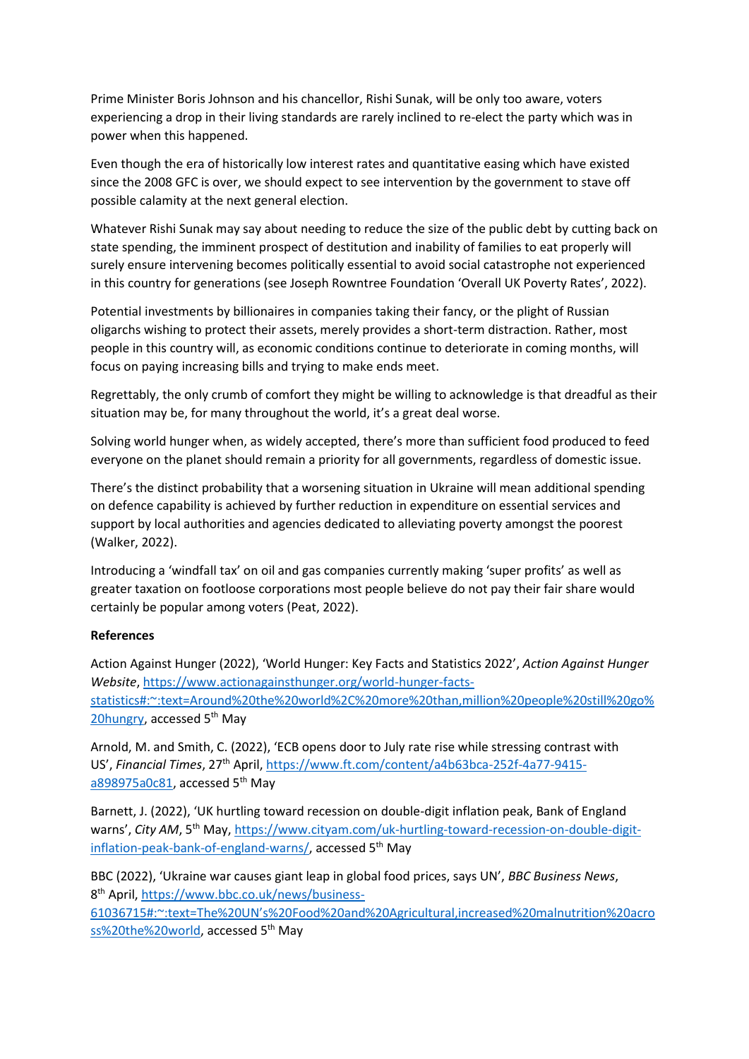Prime Minister Boris Johnson and his chancellor, Rishi Sunak, will be only too aware, voters experiencing a drop in their living standards are rarely inclined to re-elect the party which was in power when this happened.

Even though the era of historically low interest rates and quantitative easing which have existed since the 2008 GFC is over, we should expect to see intervention by the government to stave off possible calamity at the next general election.

Whatever Rishi Sunak may say about needing to reduce the size of the public debt by cutting back on state spending, the imminent prospect of destitution and inability of families to eat properly will surely ensure intervening becomes politically essential to avoid social catastrophe not experienced in this country for generations (see Joseph Rowntree Foundation 'Overall UK Poverty Rates', 2022).

Potential investments by billionaires in companies taking their fancy, or the plight of Russian oligarchs wishing to protect their assets, merely provides a short-term distraction. Rather, most people in this country will, as economic conditions continue to deteriorate in coming months, will focus on paying increasing bills and trying to make ends meet.

Regrettably, the only crumb of comfort they might be willing to acknowledge is that dreadful as their situation may be, for many throughout the world, it's a great deal worse.

Solving world hunger when, as widely accepted, there's more than sufficient food produced to feed everyone on the planet should remain a priority for all governments, regardless of domestic issue.

There's the distinct probability that a worsening situation in Ukraine will mean additional spending on defence capability is achieved by further reduction in expenditure on essential services and support by local authorities and agencies dedicated to alleviating poverty amongst the poorest (Walker, 2022).

Introducing a 'windfall tax' on oil and gas companies currently making 'super profits' as well as greater taxation on footloose corporations most people believe do not pay their fair share would certainly be popular among voters (Peat, 2022).

**References**

Action Against Hunger (2022), 'World Hunger: Key Facts and Statistics 2022', *Action Against Hunger Website*, https://www.actionagainsthunger.org/world-hunger-facts-statistics#:~:text=Around%20the%20world%2C%20more%20than,million%20people%20still%20go%20hungry, accessed 5th May

Arnold, M. and Smith, C. (2022), 'ECB opens door to July rate rise while stressing contrast with US', *Financial Times*, 27th April, https://www.ft.com/content/a4b63bca-252f-4a77-9415-a898975a0c81, accessed 5th May

Barnett, J. (2022), 'UK hurtling toward recession on double-digit inflation peak, Bank of England warns', *City AM*, 5th May, https://www.cityam.com/uk-hurtling-toward-recession-on-double-digit-inflation-peak-bank-of-england-warns/, accessed 5th May

BBC (2022), 'Ukraine war causes giant leap in global food prices, says UN', *BBC Business News*, 8th April, https://www.bbc.co.uk/news/business-61036715#:~:text=The%20UN's%20Food%20and%20Agricultural,increased%20malnutrition%20across%20the%20world, accessed 5th May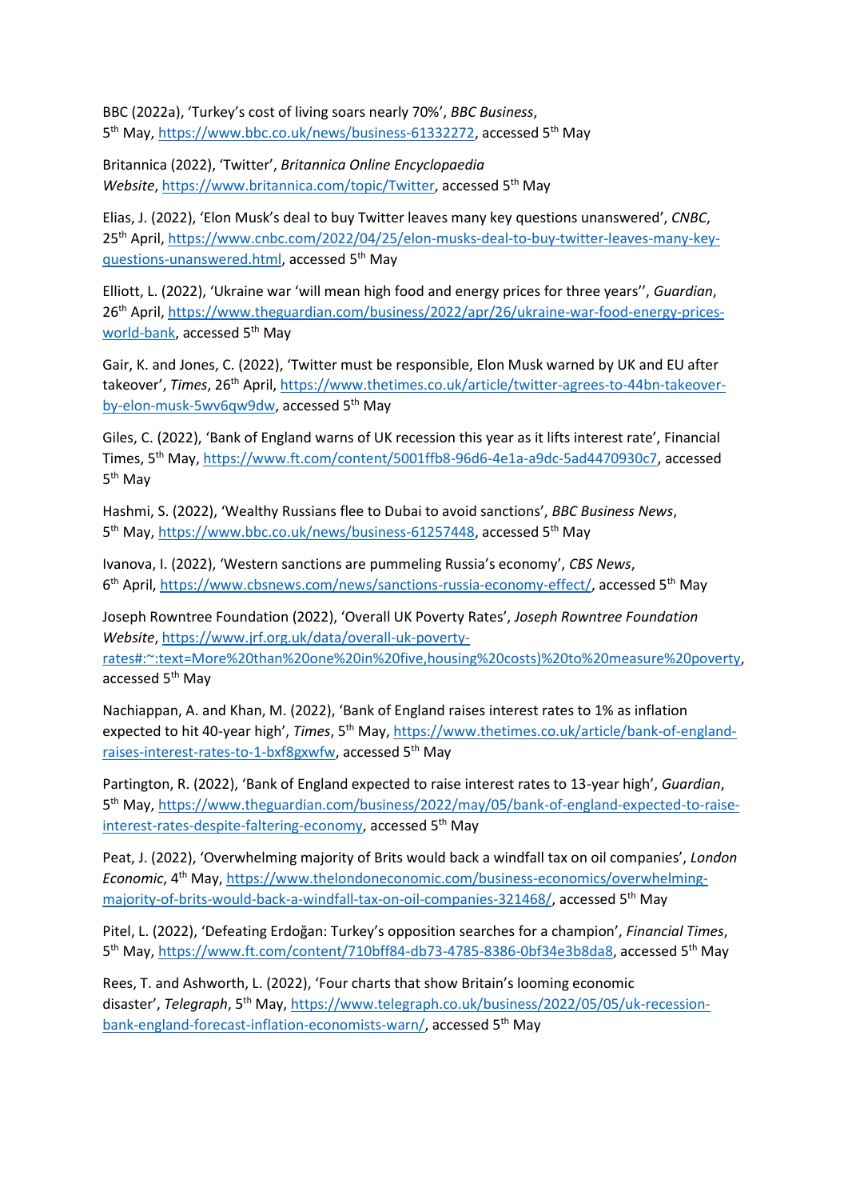BBC (2022a), 'Turkey's cost of living soars nearly 70%', *BBC Business*, 5th May, https://www.bbc.co.uk/news/business-61332272, accessed 5th May

Britannica (2022), 'Twitter', *Britannica Online Encyclopaedia Website*, https://www.britannica.com/topic/Twitter, accessed 5th May

Elias, J. (2022), 'Elon Musk's deal to buy Twitter leaves many key questions unanswered', *CNBC*, 25th April, https://www.cnbc.com/2022/04/25/elon-musks-deal-to-buy-twitter-leaves-many-key-questions-unanswered.html, accessed 5th May

Elliott, L. (2022), 'Ukraine war 'will mean high food and energy prices for three years'', *Guardian*, 26th April, https://www.theguardian.com/business/2022/apr/26/ukraine-war-food-energy-prices-world-bank, accessed 5th May

Gair, K. and Jones, C. (2022), 'Twitter must be responsible, Elon Musk warned by UK and EU after takeover', *Times*, 26th April, https://www.thetimes.co.uk/article/twitter-agrees-to-44bn-takeover-by-elon-musk-5wv6qw9dw, accessed 5th May

Giles, C. (2022), 'Bank of England warns of UK recession this year as it lifts interest rate', Financial Times, 5th May, https://www.ft.com/content/5001ffb8-96d6-4e1a-a9dc-5ad4470930c7, accessed 5th May

Hashmi, S. (2022), 'Wealthy Russians flee to Dubai to avoid sanctions', *BBC Business News*, 5th May, https://www.bbc.co.uk/news/business-61257448, accessed 5th May

Ivanova, I. (2022), 'Western sanctions are pummeling Russia's economy', *CBS News*, 6th April, https://www.cbsnews.com/news/sanctions-russia-economy-effect/, accessed 5th May

Joseph Rowntree Foundation (2022), 'Overall UK Poverty Rates', *Joseph Rowntree Foundation Website*, https://www.jrf.org.uk/data/overall-uk-poverty-rates#:~:text=More%20than%20one%20in%20five,housing%20costs)%20to%20measure%20poverty, accessed 5th May

Nachiappan, A. and Khan, M. (2022), 'Bank of England raises interest rates to 1% as inflation expected to hit 40-year high', *Times*, 5th May, https://www.thetimes.co.uk/article/bank-of-england-raises-interest-rates-to-1-bxf8gxwfw, accessed 5th May

Partington, R. (2022), 'Bank of England expected to raise interest rates to 13-year high', *Guardian*, 5th May, https://www.theguardian.com/business/2022/may/05/bank-of-england-expected-to-raise-interest-rates-despite-faltering-economy, accessed 5th May

Peat, J. (2022), 'Overwhelming majority of Brits would back a windfall tax on oil companies', *London Economic*, 4th May, https://www.thelondoneconomic.com/business-economics/overwhelming-majority-of-brits-would-back-a-windfall-tax-on-oil-companies-321468/, accessed 5th May

Pitel, L. (2022), 'Defeating Erdoğan: Turkey's opposition searches for a champion', *Financial Times*, 5th May, https://www.ft.com/content/710bff84-db73-4785-8386-0bf34e3b8da8, accessed 5th May

Rees, T. and Ashworth, L. (2022), 'Four charts that show Britain's looming economic disaster', *Telegraph*, 5th May, https://www.telegraph.co.uk/business/2022/05/05/uk-recession-bank-england-forecast-inflation-economists-warn/, accessed 5th May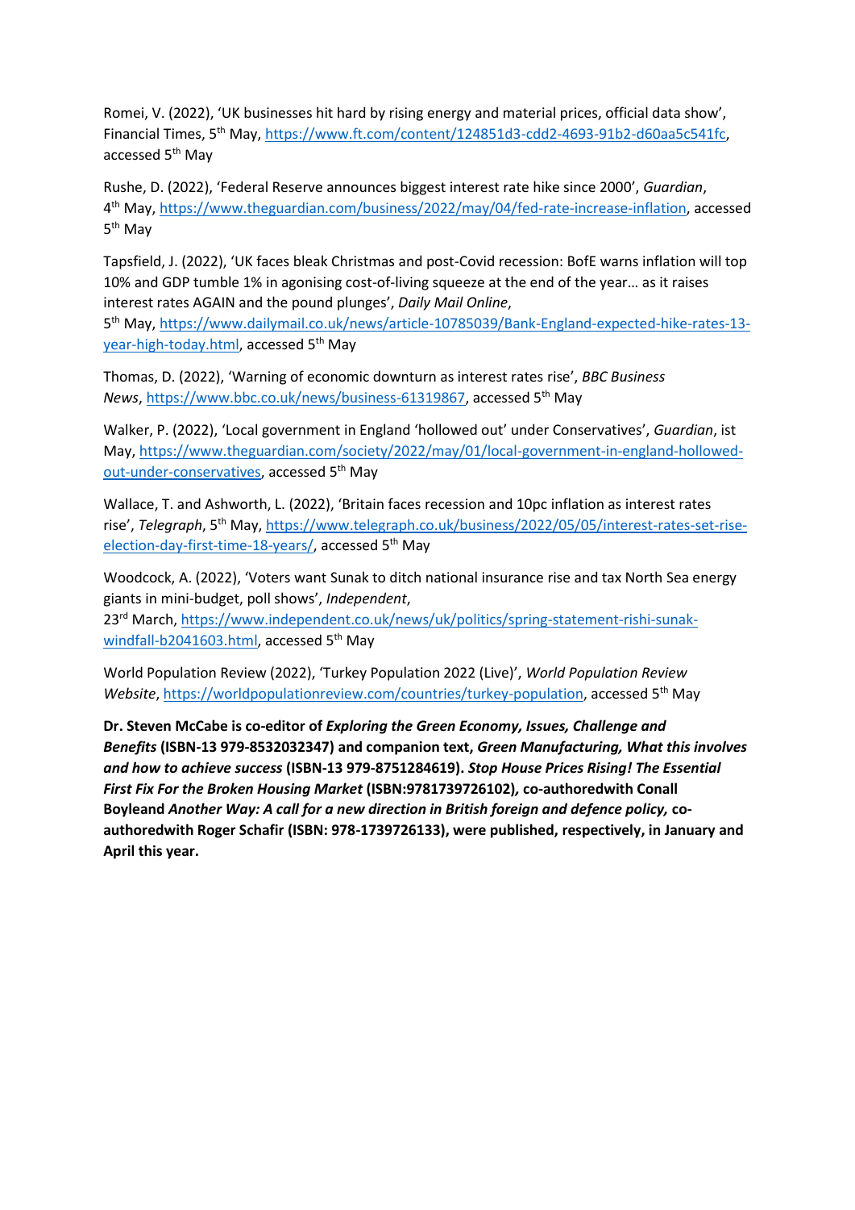Romei, V. (2022), 'UK businesses hit hard by rising energy and material prices, official data show', Financial Times, 5th May, https://www.ft.com/content/124851d3-cdd2-4693-91b2-d60aa5c541fc, accessed 5th May

Rushe, D. (2022), 'Federal Reserve announces biggest interest rate hike since 2000', *Guardian*, 4th May, https://www.theguardian.com/business/2022/may/04/fed-rate-increase-inflation, accessed 5th May

Tapsfield, J. (2022), 'UK faces bleak Christmas and post-Covid recession: BofE warns inflation will top 10% and GDP tumble 1% in agonising cost-of-living squeeze at the end of the year… as it raises interest rates AGAIN and the pound plunges', *Daily Mail Online*, 5th May, https://www.dailymail.co.uk/news/article-10785039/Bank-England-expected-hike-rates-13-year-high-today.html, accessed 5th May

Thomas, D. (2022), 'Warning of economic downturn as interest rates rise', *BBC Business News*, https://www.bbc.co.uk/news/business-61319867, accessed 5th May

Walker, P. (2022), 'Local government in England 'hollowed out' under Conservatives', *Guardian*, ist May, https://www.theguardian.com/society/2022/may/01/local-government-in-england-hollowed-out-under-conservatives, accessed 5th May

Wallace, T. and Ashworth, L. (2022), 'Britain faces recession and 10pc inflation as interest rates rise', *Telegraph*, 5th May, https://www.telegraph.co.uk/business/2022/05/05/interest-rates-set-rise-election-day-first-time-18-years/, accessed 5th May

Woodcock, A. (2022), 'Voters want Sunak to ditch national insurance rise and tax North Sea energy giants in mini-budget, poll shows', *Independent*, 23rd March, https://www.independent.co.uk/news/uk/politics/spring-statement-rishi-sunak-windfall-b2041603.html, accessed 5th May

World Population Review (2022), 'Turkey Population 2022 (Live)', *World Population Review Website*, https://worldpopulationreview.com/countries/turkey-population, accessed 5th May

**Dr. Steven McCabe is co-editor of *Exploring the Green Economy, Issues, Challenge and Benefits* (ISBN-13 979-8532032347) and companion text, *Green Manufacturing, What this involves and how to achieve success* (ISBN-13 979-8751284619). *Stop House Prices Rising! The Essential First Fix For the Broken Housing Market* (ISBN:9781739726102), co-authoredwith Conall Boyleand *Another Way: A call for a new direction in British foreign and defence policy,* co-authoredwith Roger Schafir (ISBN: 978-1739726133), were published, respectively, in January and April this year.**